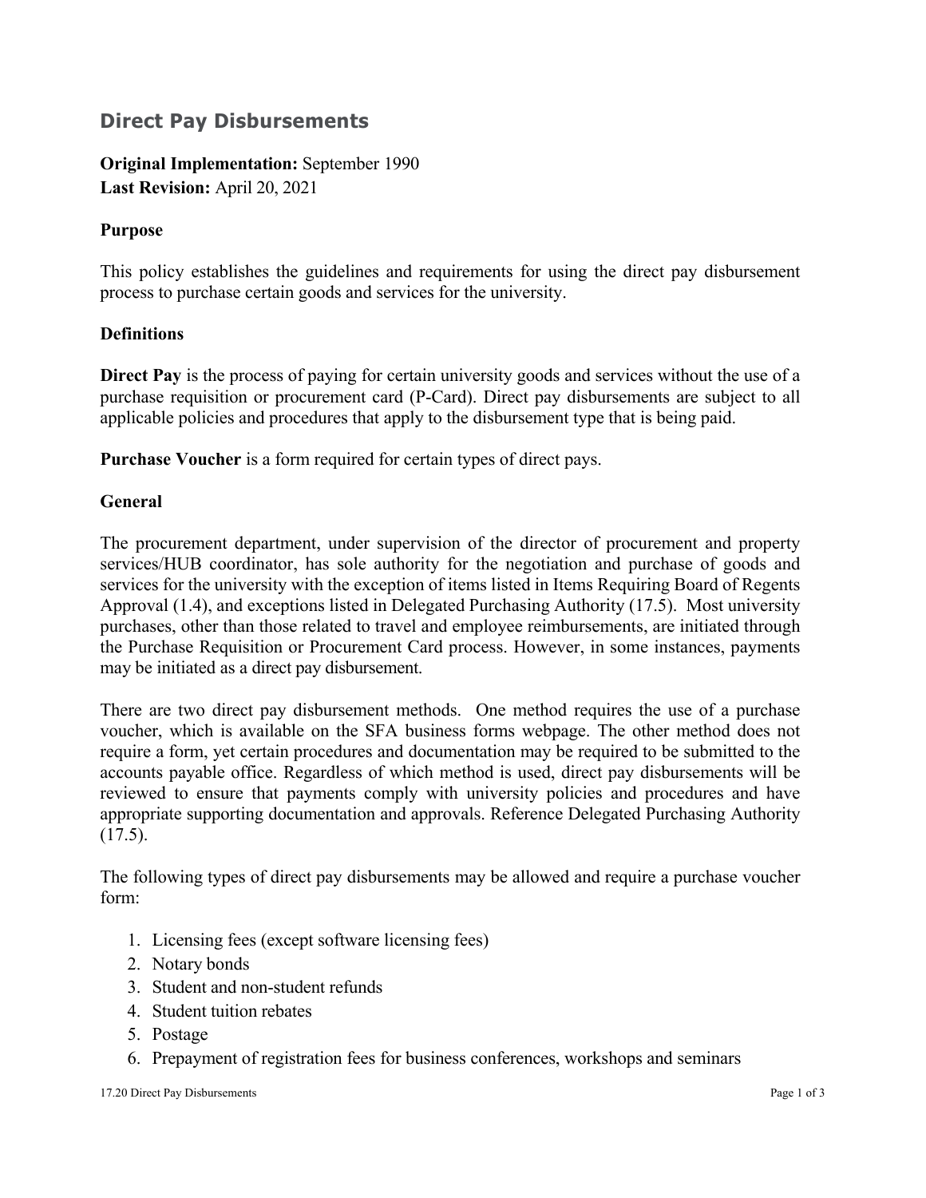# Direct Pay Disbursements

**Original Implementation:** September 1990
**Last Revision:** April 20, 2021

## Purpose

This policy establishes the guidelines and requirements for using the direct pay disbursement process to purchase certain goods and services for the university.

## Definitions

**Direct Pay** is the process of paying for certain university goods and services without the use of a purchase requisition or procurement card (P-Card). Direct pay disbursements are subject to all applicable policies and procedures that apply to the disbursement type that is being paid.

**Purchase Voucher** is a form required for certain types of direct pays.

## General

The procurement department, under supervision of the director of procurement and property services/HUB coordinator, has sole authority for the negotiation and purchase of goods and services for the university with the exception of items listed in Items Requiring Board of Regents Approval (1.4), and exceptions listed in Delegated Purchasing Authority (17.5). Most university purchases, other than those related to travel and employee reimbursements, are initiated through the Purchase Requisition or Procurement Card process. However, in some instances, payments may be initiated as a direct pay disbursement.

There are two direct pay disbursement methods. One method requires the use of a purchase voucher, which is available on the SFA business forms webpage. The other method does not require a form, yet certain procedures and documentation may be required to be submitted to the accounts payable office. Regardless of which method is used, direct pay disbursements will be reviewed to ensure that payments comply with university policies and procedures and have appropriate supporting documentation and approvals. Reference Delegated Purchasing Authority (17.5).

The following types of direct pay disbursements may be allowed and require a purchase voucher form:

1. Licensing fees (except software licensing fees)
2. Notary bonds
3. Student and non-student refunds
4. Student tuition rebates
5. Postage
6. Prepayment of registration fees for business conferences, workshops and seminars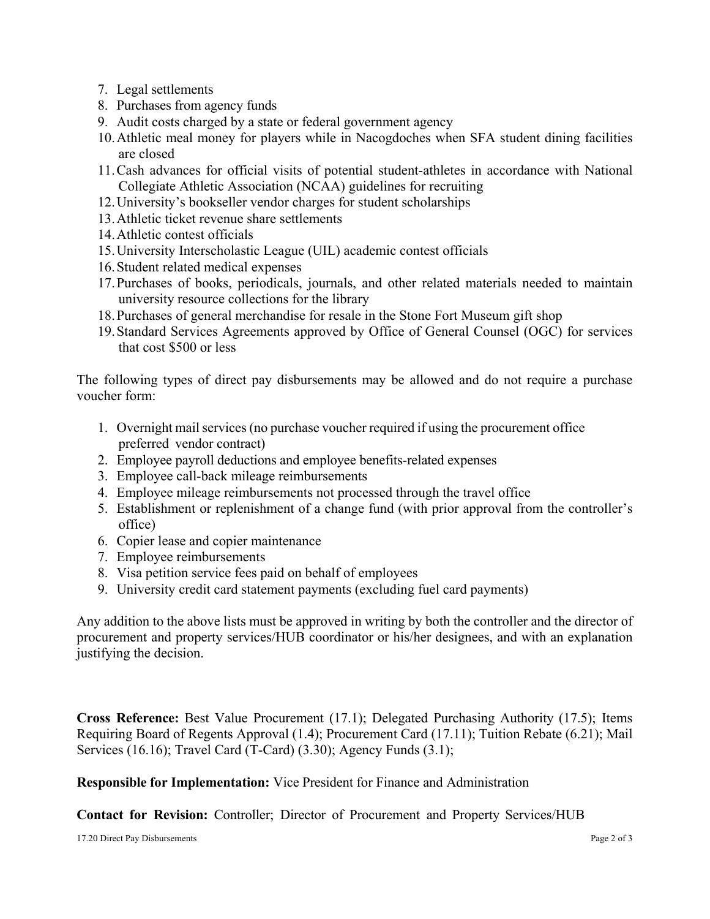7. Legal settlements
8. Purchases from agency funds
9. Audit costs charged by a state or federal government agency
10. Athletic meal money for players while in Nacogdoches when SFA student dining facilities are closed
11. Cash advances for official visits of potential student-athletes in accordance with National Collegiate Athletic Association (NCAA) guidelines for recruiting
12. University's bookseller vendor charges for student scholarships
13. Athletic ticket revenue share settlements
14. Athletic contest officials
15. University Interscholastic League (UIL) academic contest officials
16. Student related medical expenses
17. Purchases of books, periodicals, journals, and other related materials needed to maintain university resource collections for the library
18. Purchases of general merchandise for resale in the Stone Fort Museum gift shop
19. Standard Services Agreements approved by Office of General Counsel (OGC) for services that cost $500 or less

The following types of direct pay disbursements may be allowed and do not require a purchase voucher form:

1. Overnight mail services (no purchase voucher required if using the procurement office preferred vendor contract)
2. Employee payroll deductions and employee benefits-related expenses
3. Employee call-back mileage reimbursements
4. Employee mileage reimbursements not processed through the travel office
5. Establishment or replenishment of a change fund (with prior approval from the controller's office)
6. Copier lease and copier maintenance
7. Employee reimbursements
8. Visa petition service fees paid on behalf of employees
9. University credit card statement payments (excluding fuel card payments)

Any addition to the above lists must be approved in writing by both the controller and the director of procurement and property services/HUB coordinator or his/her designees, and with an explanation justifying the decision.

**Cross Reference:** Best Value Procurement (17.1); Delegated Purchasing Authority (17.5); Items Requiring Board of Regents Approval (1.4); Procurement Card (17.11); Tuition Rebate (6.21); Mail Services (16.16); Travel Card (T-Card) (3.30); Agency Funds (3.1);

**Responsible for Implementation:** Vice President for Finance and Administration

**Contact for Revision:** Controller; Director of Procurement and Property Services/HUB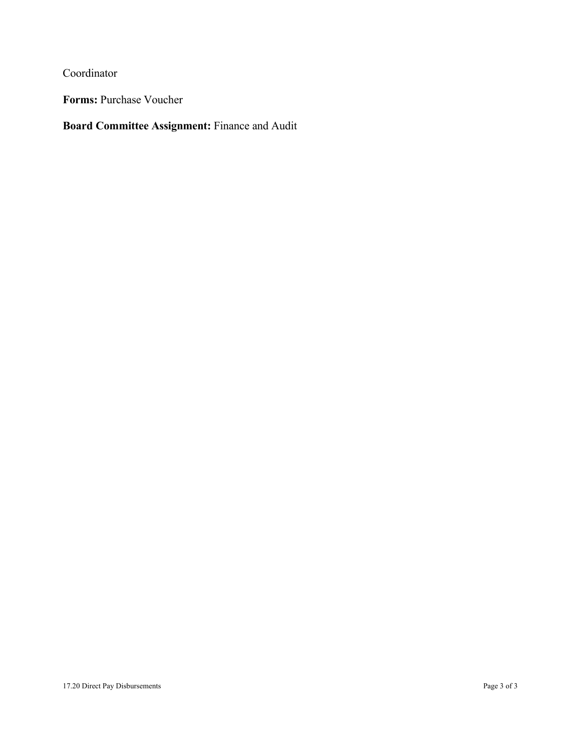Coordinator

**Forms:** Purchase Voucher

**Board Committee Assignment:** Finance and Audit